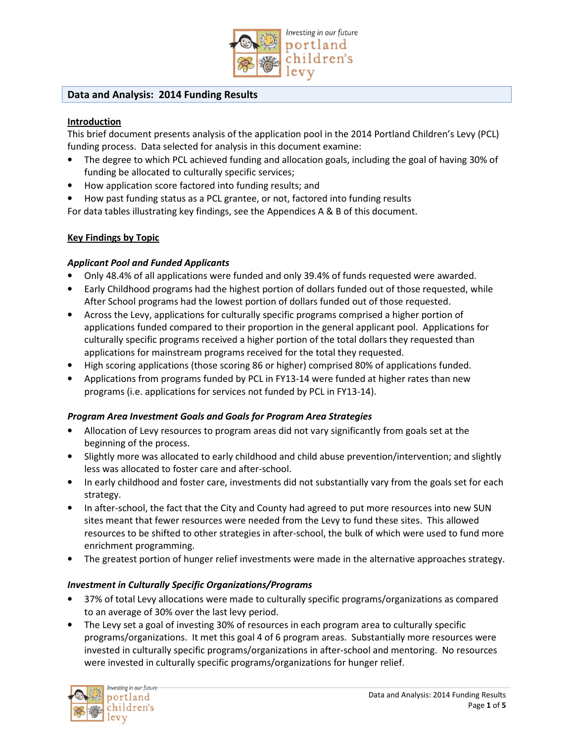# Data and Analysis: 2014 Funding Results

## Introduction

This brief document presents analysis of the application pool in the 2014 Portland Children's Levy (PCL) funding process. Data selected for analysis in this document examine:

- The degree to which PCL achieved funding and allocation goals, including the goal of having 30% of funding be allocated to culturally specific services;
- How application score factored into funding results; and
- How past funding status as a PCL grantee, or not, factored into funding results

For data tables illustrating key findings, see the Appendices A & B of this document.

## Key Findings by Topic

### *Applicant Pool and Funded Applicants*

- Only 48.4% of all applications were funded and only 39.4% of funds requested were awarded.
- Early Childhood programs had the highest portion of dollars funded out of those requested, while After School programs had the lowest portion of dollars funded out of those requested.
- Across the Levy, applications for culturally specific programs comprised a higher portion of applications funded compared to their proportion in the general applicant pool. Applications for culturally specific programs received a higher portion of the total dollars they requested than applications for mainstream programs received for the total they requested.
- High scoring applications (those scoring 86 or higher) comprised 80% of applications funded.
- Applications from programs funded by PCL in FY13-14 were funded at higher rates than new programs (i.e. applications for services not funded by PCL in FY13-14).

### *Program Area Investment Goals and Goals for Program Area Strategies*

- Allocation of Levy resources to program areas did not vary significantly from goals set at the beginning of the process.
- Slightly more was allocated to early childhood and child abuse prevention/intervention; and slightly less was allocated to foster care and after-school.
- In early childhood and foster care, investments did not substantially vary from the goals set for each strategy.
- In after-school, the fact that the City and County had agreed to put more resources into new SUN sites meant that fewer resources were needed from the Levy to fund these sites. This allowed resources to be shifted to other strategies in after-school, the bulk of which were used to fund more enrichment programming.
- The greatest portion of hunger relief investments were made in the alternative approaches strategy.

### *Investment in Culturally Specific Organizations/Programs*

- 37% of total Levy allocations were made to culturally specific programs/organizations as compared to an average of 30% over the last levy period.
- The Levy set a goal of investing 30% of resources in each program area to culturally specific programs/organizations. It met this goal 4 of 6 program areas. Substantially more resources were invested in culturally specific programs/organizations in after-school and mentoring. No resources were invested in culturally specific programs/organizations for hunger relief.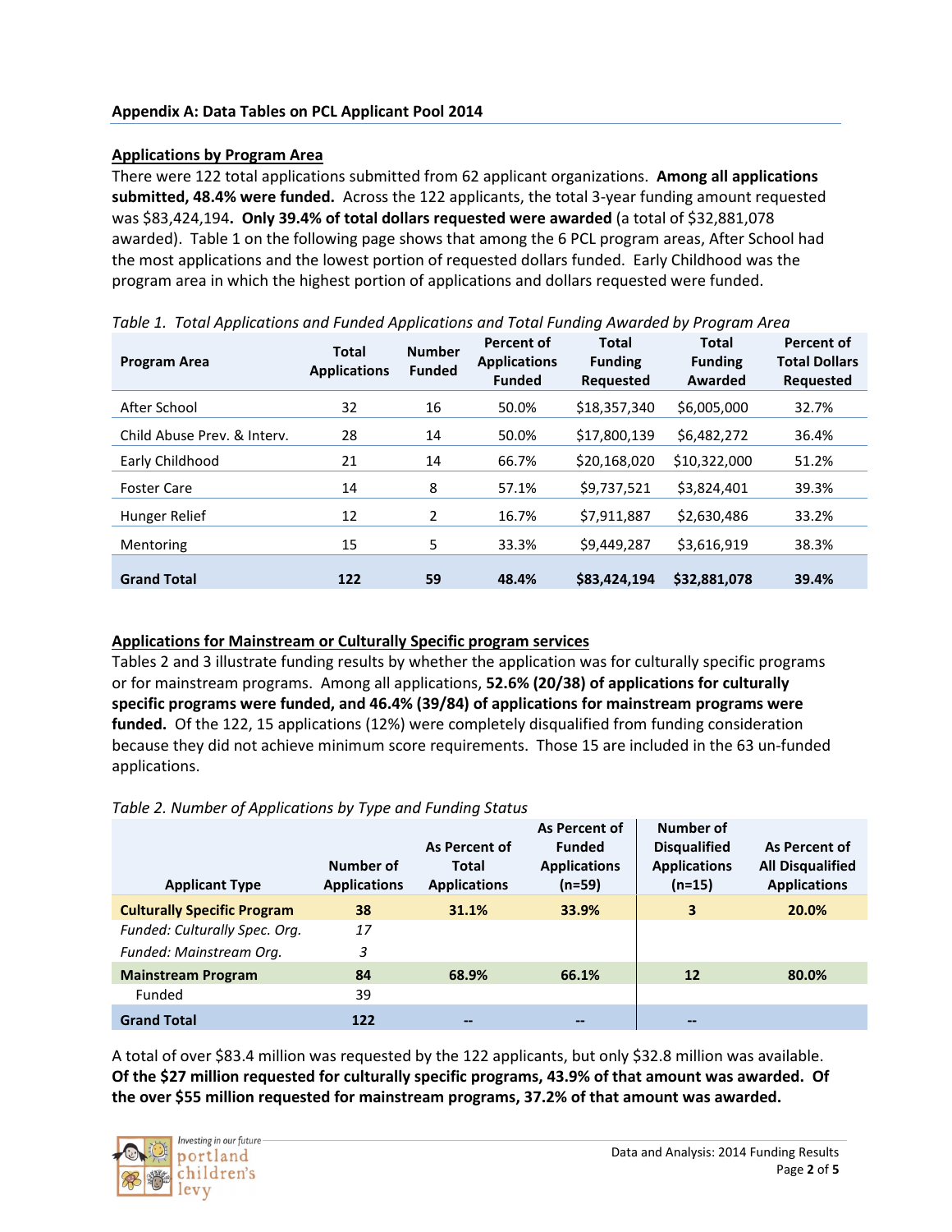## Appendix A: Data Tables on PCL Applicant Pool 2014

### Applications by Program Area

There were 122 total applications submitted from 62 applicant organizations. **Among all applications submitted, 48.4% were funded.** Across the 122 applicants, the total 3-year funding amount requested was $83,424,194**. Only 39.4% of total dollars requested were awarded** (a total of $32,881,078 awarded). Table 1 on the following page shows that among the 6 PCL program areas, After School had the most applications and the lowest portion of requested dollars funded. Early Childhood was the program area in which the highest portion of applications and dollars requested were funded.

*Table 1. Total Applications and Funded Applications and Total Funding Awarded by Program Area*

| Program Area | Total Applications | Number Funded | Percent of Applications Funded | Total Funding Requested | Total Funding Awarded | Percent of Total Dollars Requested |
|---|---|---|---|---|---|---|
| After School | 32 | 16 | 50.0% | $18,357,340 | $6,005,000 | 32.7% |
| Child Abuse Prev. & Interv. | 28 | 14 | 50.0% | $17,800,139 | $6,482,272 | 36.4% |
| Early Childhood | 21 | 14 | 66.7% | $20,168,020 | $10,322,000 | 51.2% |
| Foster Care | 14 | 8 | 57.1% | $9,737,521 | $3,824,401 | 39.3% |
| Hunger Relief | 12 | 2 | 16.7% | $7,911,887 | $2,630,486 | 33.2% |
| Mentoring | 15 | 5 | 33.3% | $9,449,287 | $3,616,919 | 38.3% |
| **Grand Total** | **122** | **59** | **48.4%** | **$83,424,194** | **$32,881,078** | **39.4%** |

### Applications for Mainstream or Culturally Specific program services

Tables 2 and 3 illustrate funding results by whether the application was for culturally specific programs or for mainstream programs. Among all applications, **52.6% (20/38) of applications for culturally specific programs were funded, and 46.4% (39/84) of applications for mainstream programs were funded.** Of the 122, 15 applications (12%) were completely disqualified from funding consideration because they did not achieve minimum score requirements. Those 15 are included in the 63 un-funded applications.

*Table 2. Number of Applications by Type and Funding Status*

| Applicant Type | Number of Applications | As Percent of Total Applications | As Percent of Funded Applications (n=59) | Number of Disqualified Applications (n=15) | As Percent of All Disqualified Applications |
|---|---|---|---|---|---|
| **Culturally Specific Program** | **38** | **31.1%** | **33.9%** | **3** | **20.0%** |
| *Funded: Culturally Spec. Org.* | *17* | | | | |
| *Funded: Mainstream Org.* | *3* | | | | |
| **Mainstream Program** | **84** | **68.9%** | **66.1%** | **12** | **80.0%** |
| Funded | 39 | | | | |
| **Grand Total** | **122** | **--** | **--** | **--** | |

A total of over $83.4 million was requested by the 122 applicants, but only $32.8 million was available. **Of the $27 million requested for culturally specific programs, 43.9% of that amount was awarded. Of the over $55 million requested for mainstream programs, 37.2% of that amount was awarded.**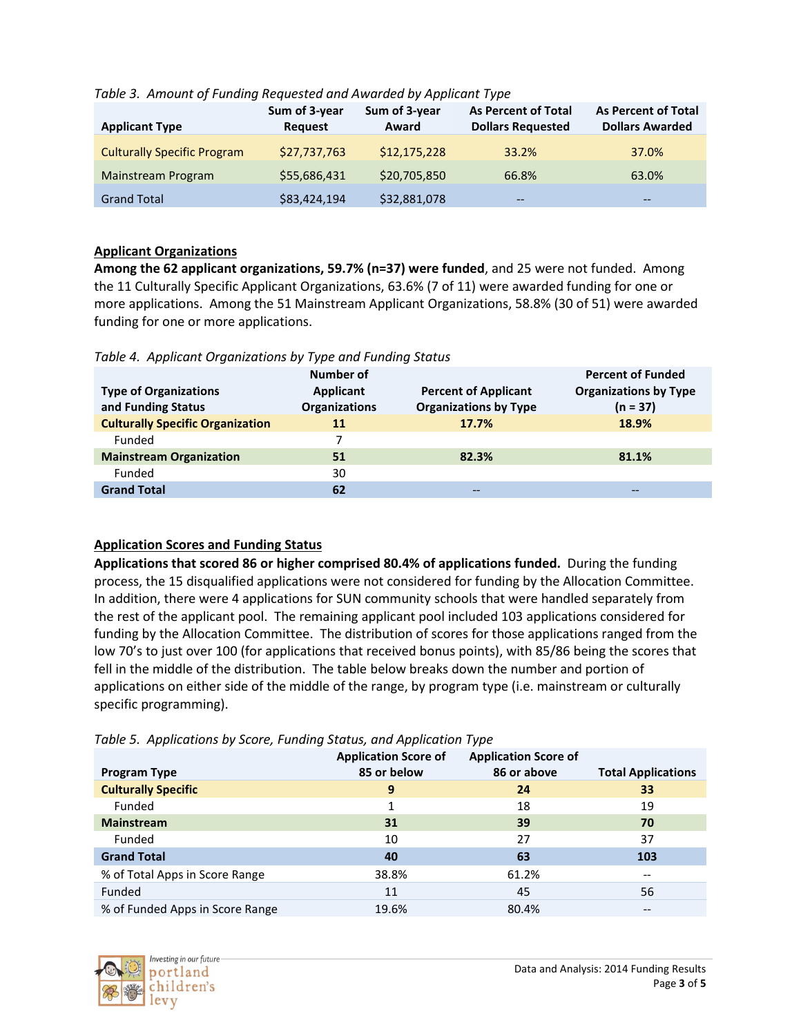*Table 3. Amount of Funding Requested and Awarded by Applicant Type*

| Applicant Type | Sum of 3-year Request | Sum of 3-year Award | As Percent of Total Dollars Requested | As Percent of Total Dollars Awarded |
|---|---|---|---|---|
| Culturally Specific Program | $27,737,763 | $12,175,228 | 33.2% | 37.0% |
| Mainstream Program | $55,686,431 | $20,705,850 | 66.8% | 63.0% |
| Grand Total | $83,424,194 | $32,881,078 | -- | -- |

## Applicant Organizations

**Among the 62 applicant organizations, 59.7% (n=37) were funded**, and 25 were not funded. Among the 11 Culturally Specific Applicant Organizations, 63.6% (7 of 11) were awarded funding for one or more applications. Among the 51 Mainstream Applicant Organizations, 58.8% (30 of 51) were awarded funding for one or more applications.

*Table 4. Applicant Organizations by Type and Funding Status*

| Type of Organizations and Funding Status | Number of Applicant Organizations | Percent of Applicant Organizations by Type | Percent of Funded Organizations by Type (n = 37) |
|---|---|---|---|
| **Culturally Specific Organization** | **11** | **17.7%** | **18.9%** |
| Funded | 7 | | |
| **Mainstream Organization** | **51** | **82.3%** | **81.1%** |
| Funded | 30 | | |
| **Grand Total** | **62** | -- | -- |

## Application Scores and Funding Status

**Applications that scored 86 or higher comprised 80.4% of applications funded.** During the funding process, the 15 disqualified applications were not considered for funding by the Allocation Committee. In addition, there were 4 applications for SUN community schools that were handled separately from the rest of the applicant pool. The remaining applicant pool included 103 applications considered for funding by the Allocation Committee. The distribution of scores for those applications ranged from the low 70's to just over 100 (for applications that received bonus points), with 85/86 being the scores that fell in the middle of the distribution. The table below breaks down the number and portion of applications on either side of the middle of the range, by program type (i.e. mainstream or culturally specific programming).

*Table 5. Applications by Score, Funding Status, and Application Type*

| Program Type | Application Score of 85 or below | Application Score of 86 or above | Total Applications |
|---|---|---|---|
| **Culturally Specific** | **9** | **24** | **33** |
| Funded | 1 | 18 | 19 |
| **Mainstream** | **31** | **39** | **70** |
| Funded | 10 | 27 | 37 |
| **Grand Total** | **40** | **63** | **103** |
| % of Total Apps in Score Range | 38.8% | 61.2% | -- |
| Funded | 11 | 45 | 56 |
| % of Funded Apps in Score Range | 19.6% | 80.4% | -- |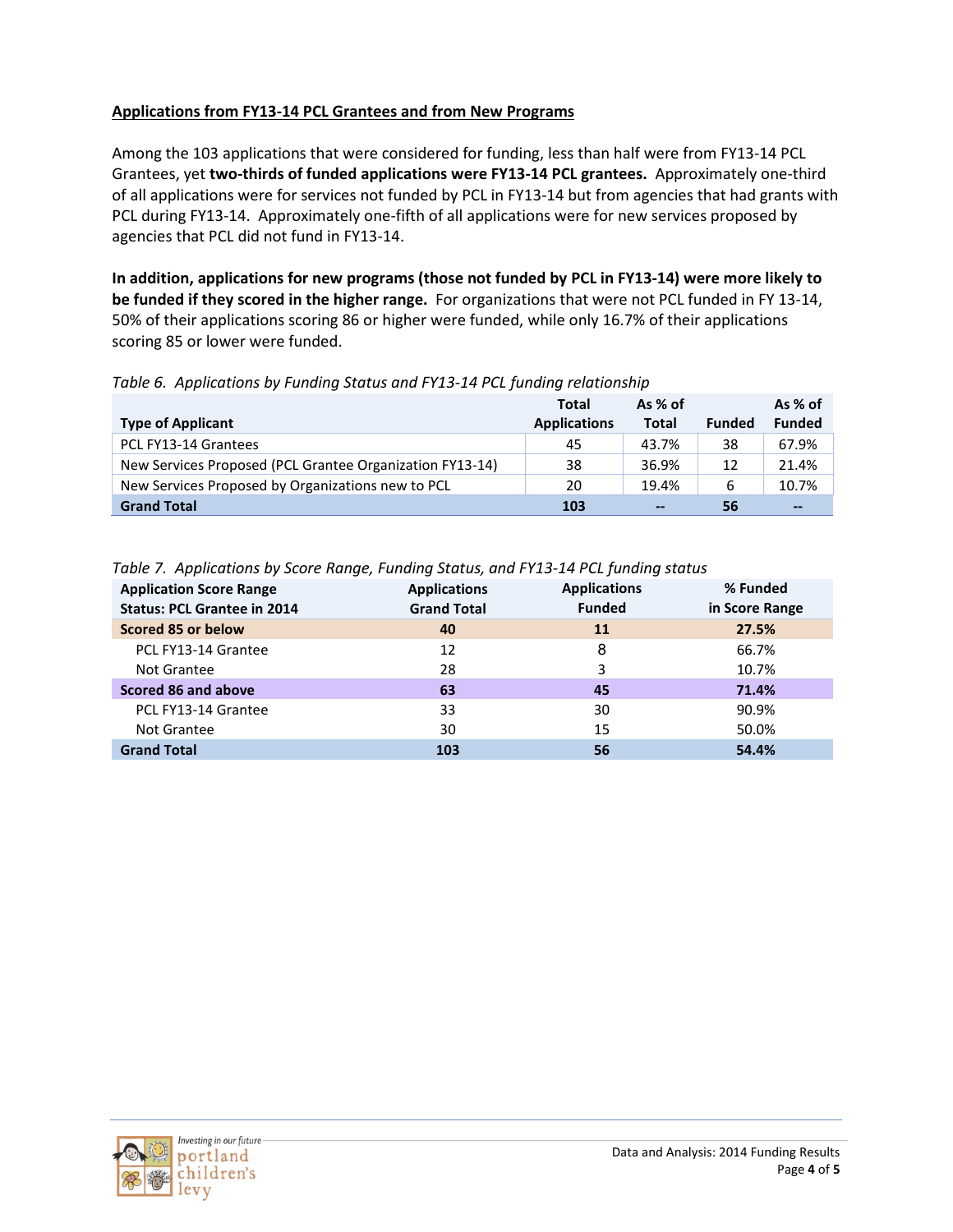**Applications from FY13-14 PCL Grantees and from New Programs**

Among the 103 applications that were considered for funding, less than half were from FY13-14 PCL Grantees, yet **two-thirds of funded applications were FY13-14 PCL grantees.** Approximately one-third of all applications were for services not funded by PCL in FY13-14 but from agencies that had grants with PCL during FY13-14. Approximately one-fifth of all applications were for new services proposed by agencies that PCL did not fund in FY13-14.

**In addition, applications for new programs (those not funded by PCL in FY13-14) were more likely to be funded if they scored in the higher range.** For organizations that were not PCL funded in FY 13-14, 50% of their applications scoring 86 or higher were funded, while only 16.7% of their applications scoring 85 or lower were funded.

*Table 6. Applications by Funding Status and FY13-14 PCL funding relationship*

| Type of Applicant | Total Applications | As % of Total | Funded | As % of Funded |
|---|---|---|---|---|
| PCL FY13-14 Grantees | 45 | 43.7% | 38 | 67.9% |
| New Services Proposed (PCL Grantee Organization FY13-14) | 38 | 36.9% | 12 | 21.4% |
| New Services Proposed by Organizations new to PCL | 20 | 19.4% | 6 | 10.7% |
| **Grand Total** | **103** | **--** | **56** | **--** |

*Table 7. Applications by Score Range, Funding Status, and FY13-14 PCL funding status*

| Application Score Range<br>Status: PCL Grantee in 2014 | Applications Grand Total | Applications Funded | % Funded in Score Range |
|---|---|---|---|
| **Scored 85 or below** | **40** | **11** | **27.5%** |
| PCL FY13-14 Grantee | 12 | 8 | 66.7% |
| Not Grantee | 28 | 3 | 10.7% |
| **Scored 86 and above** | **63** | **45** | **71.4%** |
| PCL FY13-14 Grantee | 33 | 30 | 90.9% |
| Not Grantee | 30 | 15 | 50.0% |
| **Grand Total** | **103** | **56** | **54.4%** |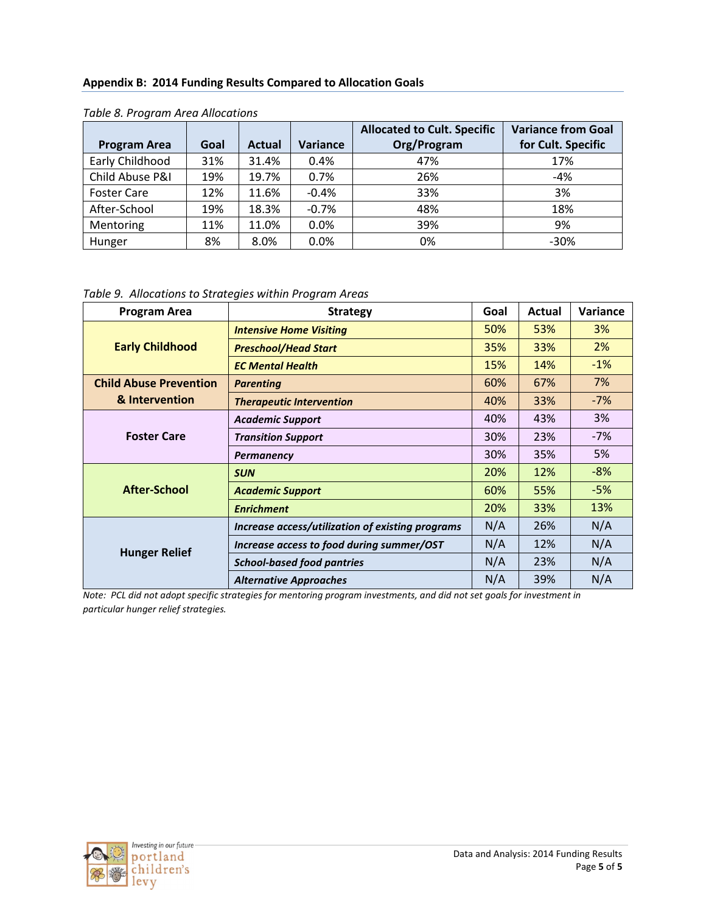## Appendix B: 2014 Funding Results Compared to Allocation Goals

*Table 8. Program Area Allocations*

| Program Area | Goal | Actual | Variance | Allocated to Cult. Specific Org/Program | Variance from Goal for Cult. Specific |
|---|---|---|---|---|---|
| Early Childhood | 31% | 31.4% | 0.4% | 47% | 17% |
| Child Abuse P&I | 19% | 19.7% | 0.7% | 26% | -4% |
| Foster Care | 12% | 11.6% | -0.4% | 33% | 3% |
| After-School | 19% | 18.3% | -0.7% | 48% | 18% |
| Mentoring | 11% | 11.0% | 0.0% | 39% | 9% |
| Hunger | 8% | 8.0% | 0.0% | 0% | -30% |

*Table 9. Allocations to Strategies within Program Areas*

| Program Area | Strategy | Goal | Actual | Variance |
|---|---|---|---|---|
| **Early Childhood** | ***Intensive Home Visiting*** | 50% | 53% | 3% |
| | ***Preschool/Head Start*** | 35% | 33% | 2% |
| | ***EC Mental Health*** | 15% | 14% | -1% |
| **Child Abuse Prevention & Intervention** | ***Parenting*** | 60% | 67% | 7% |
| | ***Therapeutic Intervention*** | 40% | 33% | -7% |
| **Foster Care** | ***Academic Support*** | 40% | 43% | 3% |
| | ***Transition Support*** | 30% | 23% | -7% |
| | ***Permanency*** | 30% | 35% | 5% |
| **After-School** | ***SUN*** | 20% | 12% | -8% |
| | ***Academic Support*** | 60% | 55% | -5% |
| | ***Enrichment*** | 20% | 33% | 13% |
| **Hunger Relief** | ***Increase access/utilization of existing programs*** | N/A | 26% | N/A |
| | ***Increase access to food during summer/OST*** | N/A | 12% | N/A |
| | ***School-based food pantries*** | N/A | 23% | N/A |
| | ***Alternative Approaches*** | N/A | 39% | N/A |

*Note: PCL did not adopt specific strategies for mentoring program investments, and did not set goals for investment in particular hunger relief strategies.*